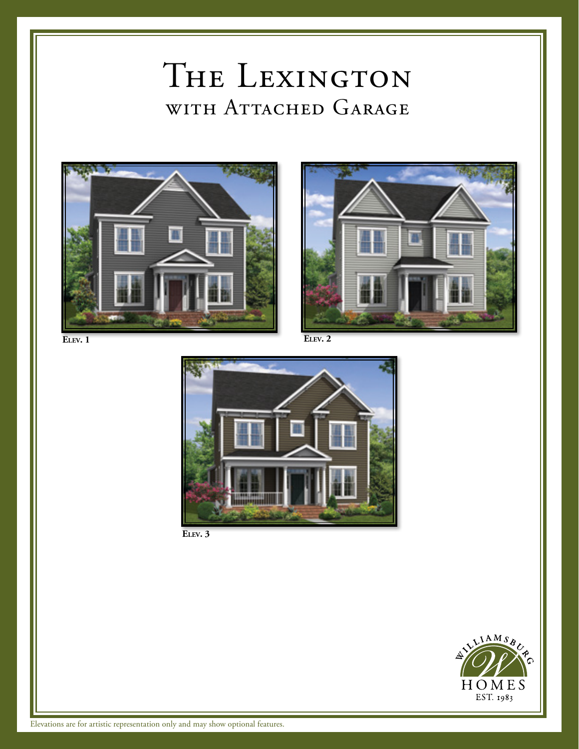# The Lexington
## with Attached Garage

**Elev. 1**

**Elev. 2**

**Elev. 3**

Williamsburg Homes
EST. 1983

Elevations are for artistic representation only and may show optional features.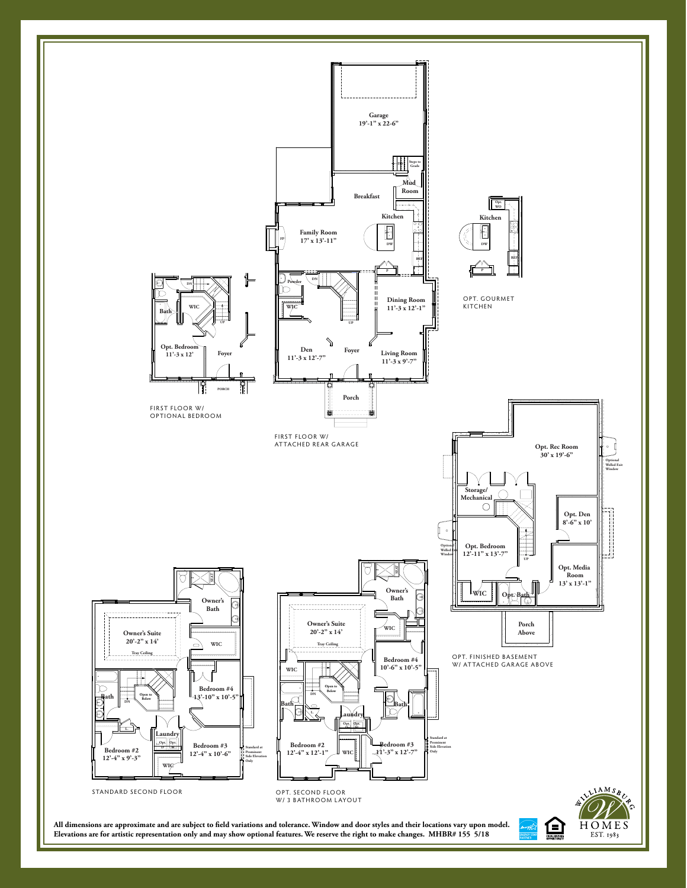## FIRST FLOOR W/ ATTACHED REAR GARAGE

- Garage 19'-1" x 22-6"
- Steps to Grade
- Mud Room
- Breakfast
- Kitchen
- Family Room 17' x 13'-11"
- Powder
- WIC
- Dining Room 11'-3 x 12'-1"
- Den 11'-3 x 12'-7"
- Foyer
- Living Room 11'-3 x 9'-7"
- Porch

## FIRST FLOOR W/ OPTIONAL BEDROOM

- Bath
- WIC
- Opt. Bedroom 11'-3 x 12'
- Foyer
- PORCH

## OPT. GOURMET KITCHEN

- Kitchen
- Opt. WO

## OPT. FINISHED BASEMENT W/ ATTACHED GARAGE ABOVE

- Opt. Rec Room 30' x 19'-6"
- Optional Welled Exit Window
- Storage/ Mechanical
- Opt. Den 8'-6" x 10'
- Opt. Bedroom 12'-11" x 13'-7"
- Opt. Media Room 13' x 13'-1"
- WIC
- Opt. Bath
- Porch Above

## STANDARD SECOND FLOOR

- Owner's Suite 20'-2" x 14' (Tray Ceiling)
- Owner's Bath
- WIC
- Bath
- Open to Below
- Bedroom #4 13'-10" x 10'-5"
- Laundry
- Bedroom #2 12'-4" x 9'-3"
- Bedroom #3 12'-4" x 10'-6"
- WIC
- Standard at Prominent Side Elevation Only

## OPT. SECOND FLOOR W/ 3 BATHROOM LAYOUT

- Owner's Suite 20'-2" x 14' (Tray Ceiling)
- Owner's Bath
- WIC
- Bedroom #4 10'-6" x 10'-5"
- Open to Below
- Bath
- Laundry
- Bedroom #2 12'-4" x 12'-1"
- Bedroom #3 11'-3" x 12'-7"
- Standard at Prominent Side Elevation Only

**All dimensions are approximate and are subject to field variations and tolerance. Window and door styles and their locations vary upon model. Elevations are for artistic representation only and may show optional features. We reserve the right to make changes. MHBR# 155 5/18**

WILLIAMSBURG HOMES EST. 1983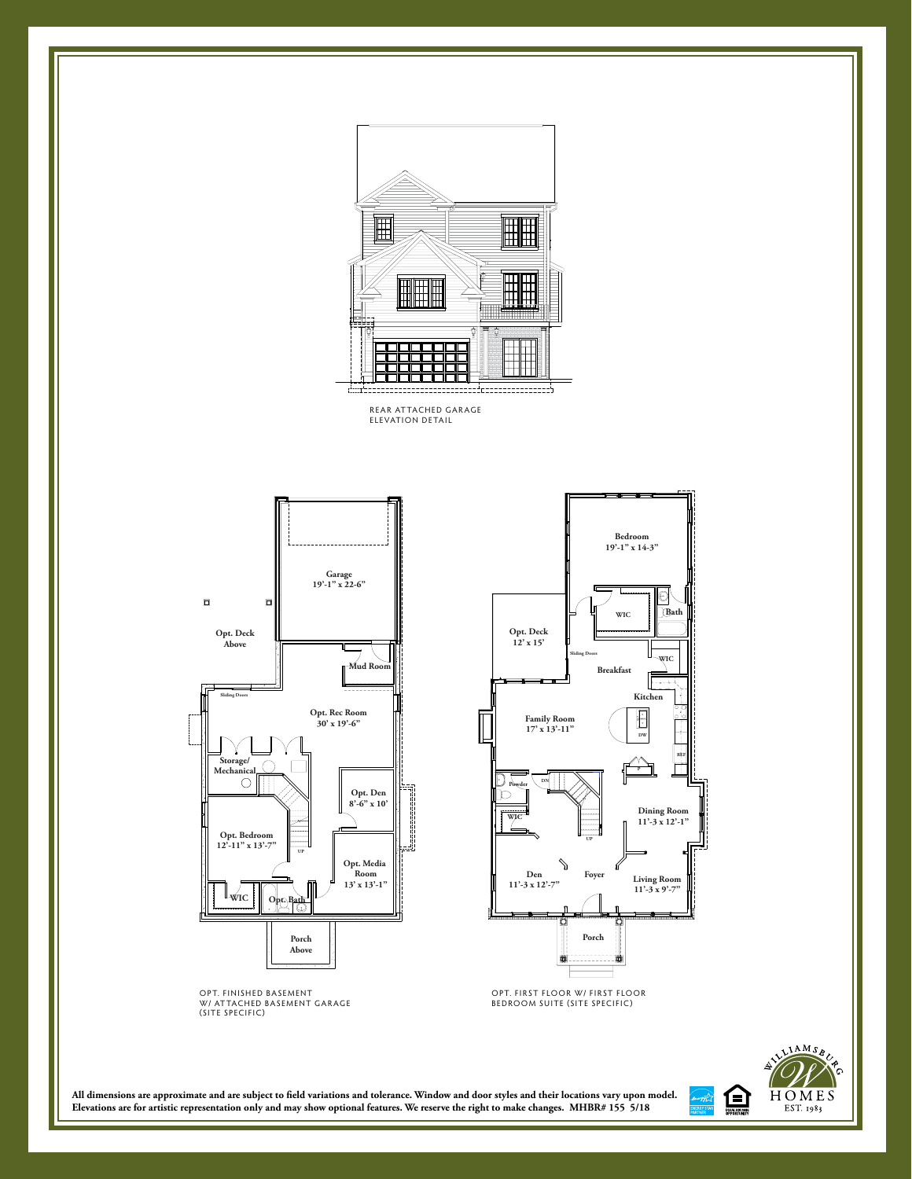REAR ATTACHED GARAGE
ELEVATION DETAIL

Garage
19'-1" x 22-6"

Opt. Deck
Above

Mud Room

Sliding Doors

Opt. Rec Room
30' x 19'-6"

Storage/
Mechanical

Opt. Den
8'-6" x 10'

Opt. Bedroom
12'-11" x 13'-7"

UP

Opt. Media
Room
13' x 13'-1"

WIC

Opt. Bath

Porch
Above

OPT. FINISHED BASEMENT
W/ ATTACHED BASEMENT GARAGE
(SITE SPECIFIC)

Bedroom
19'-1" x 14-3"

WIC

Bath

Opt. Deck
12' x 15'

Sliding Doors

WIC

Breakfast

Kitchen

Family Room
17' x 13'-11"

DW

REF

Powder

DN

WIC

UP

Dining Room
11'-3 x 12'-1"

Den
11'-3 x 12'-7"

Foyer

Living Room
11'-3 x 9'-7"

Porch

OPT. FIRST FLOOR W/ FIRST FLOOR
BEDROOM SUITE (SITE SPECIFIC)

**All dimensions are approximate and are subject to field variations and tolerance. Window and door styles and their locations vary upon model. Elevations are for artistic representation only and may show optional features. We reserve the right to make changes. MHBR# 155 5/18**

WILLIAMSBURG HOMES
EST. 1983